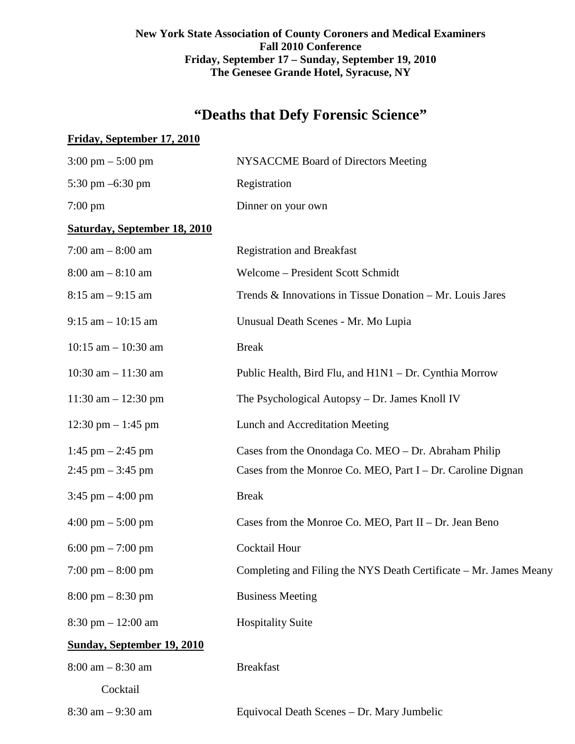**New York State Association of County Coroners and Medical Examiners**
**Fall 2010 Conference**
**Friday, September 17 – Sunday, September 19, 2010**
**The Genesee Grande Hotel, Syracuse, NY**

# "Deaths that Defy Forensic Science"

**Friday, September 17, 2010**

| | |
|---|---|
| 3:00 pm – 5:00 pm | NYSACCME Board of Directors Meeting |
| 5:30 pm –6:30 pm | Registration |
| 7:00 pm | Dinner on your own |

**Saturday, September 18, 2010**

| | |
|---|---|
| 7:00 am – 8:00 am | Registration and Breakfast |
| 8:00 am – 8:10 am | Welcome – President Scott Schmidt |
| 8:15 am – 9:15 am | Trends & Innovations in Tissue Donation – Mr. Louis Jares |
| 9:15 am – 10:15 am | Unusual Death Scenes - Mr. Mo Lupia |
| 10:15 am – 10:30 am | Break |
| 10:30 am – 11:30 am | Public Health, Bird Flu, and H1N1 – Dr. Cynthia Morrow |
| 11:30 am – 12:30 pm | The Psychological Autopsy – Dr. James Knoll IV |
| 12:30 pm – 1:45 pm | Lunch and Accreditation Meeting |
| 1:45 pm – 2:45 pm | Cases from the Onondaga Co. MEO – Dr. Abraham Philip |
| 2:45 pm – 3:45 pm | Cases from the Monroe Co. MEO, Part I – Dr. Caroline Dignan |
| 3:45 pm – 4:00 pm | Break |
| 4:00 pm – 5:00 pm | Cases from the Monroe Co. MEO, Part II – Dr. Jean Beno |
| 6:00 pm – 7:00 pm | Cocktail Hour |
| 7:00 pm – 8:00 pm | Completing and Filing the NYS Death Certificate – Mr. James Meany |
| 8:00 pm – 8:30 pm | Business Meeting |
| 8:30 pm – 12:00 am | Hospitality Suite |

**Sunday, September 19, 2010**

| | |
|---|---|
| 8:00 am – 8:30 am | Breakfast |
| Cocktail | |
| 8:30 am – 9:30 am | Equivocal Death Scenes – Dr. Mary Jumbelic |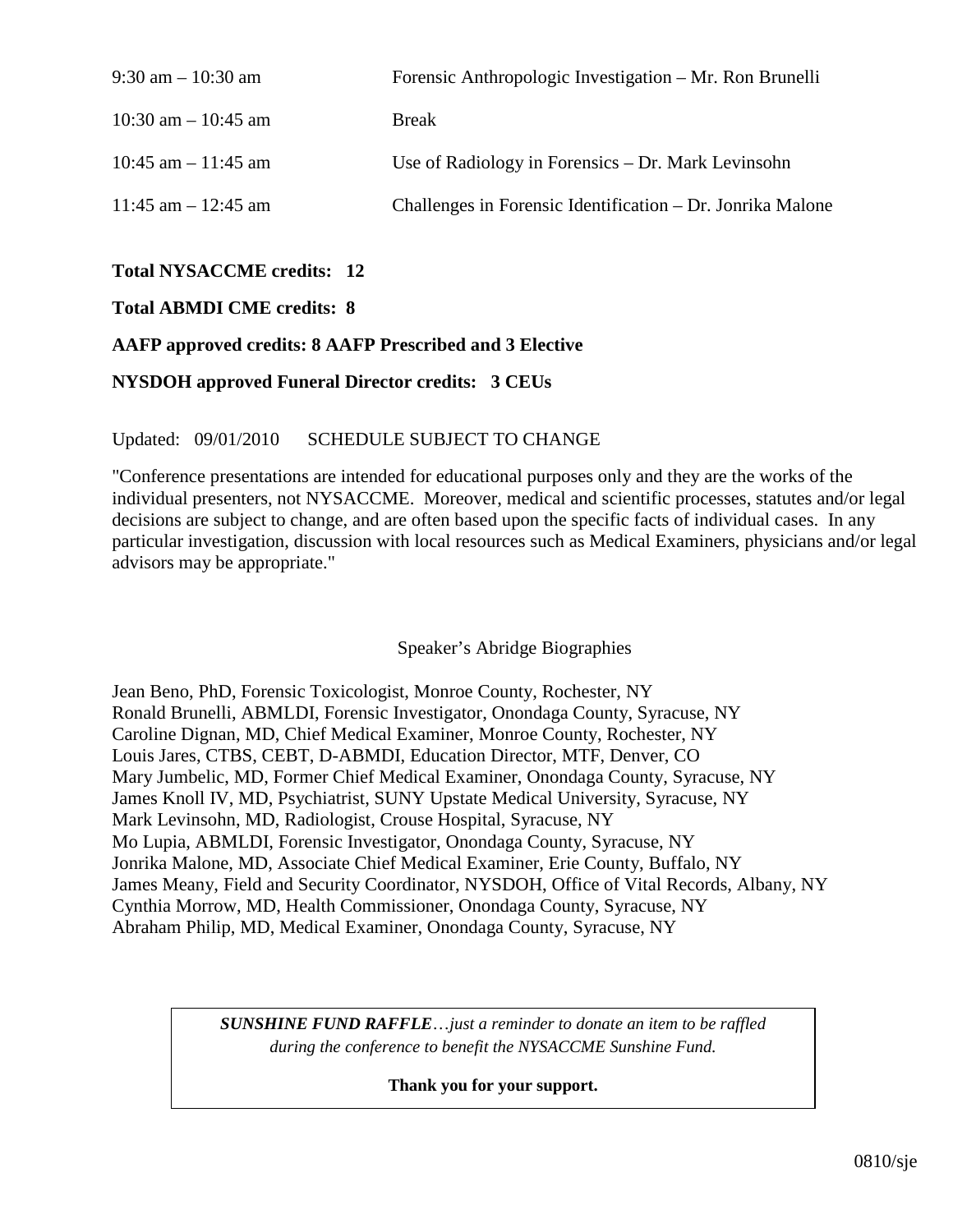| | |
|---|---|
| 9:30 am – 10:30 am | Forensic Anthropologic Investigation – Mr. Ron Brunelli |
| 10:30 am – 10:45 am | Break |
| 10:45 am – 11:45 am | Use of Radiology in Forensics – Dr. Mark Levinsohn |
| 11:45 am – 12:45 am | Challenges in Forensic Identification – Dr. Jonrika Malone |

**Total NYSACCME credits: 12**

**Total ABMDI CME credits: 8**

**AAFP approved credits: 8 AAFP Prescribed and 3 Elective**

**NYSDOH approved Funeral Director credits: 3 CEUs**

Updated: 09/01/2010 SCHEDULE SUBJECT TO CHANGE

"Conference presentations are intended for educational purposes only and they are the works of the individual presenters, not NYSACCME. Moreover, medical and scientific processes, statutes and/or legal decisions are subject to change, and are often based upon the specific facts of individual cases. In any particular investigation, discussion with local resources such as Medical Examiners, physicians and/or legal advisors may be appropriate."

## Speaker's Abridge Biographies

Jean Beno, PhD, Forensic Toxicologist, Monroe County, Rochester, NY
Ronald Brunelli, ABMLDI, Forensic Investigator, Onondaga County, Syracuse, NY
Caroline Dignan, MD, Chief Medical Examiner, Monroe County, Rochester, NY
Louis Jares, CTBS, CEBT, D-ABMDI, Education Director, MTF, Denver, CO
Mary Jumbelic, MD, Former Chief Medical Examiner, Onondaga County, Syracuse, NY
James Knoll IV, MD, Psychiatrist, SUNY Upstate Medical University, Syracuse, NY
Mark Levinsohn, MD, Radiologist, Crouse Hospital, Syracuse, NY
Mo Lupia, ABMLDI, Forensic Investigator, Onondaga County, Syracuse, NY
Jonrika Malone, MD, Associate Chief Medical Examiner, Erie County, Buffalo, NY
James Meany, Field and Security Coordinator, NYSDOH, Office of Vital Records, Albany, NY
Cynthia Morrow, MD, Health Commissioner, Onondaga County, Syracuse, NY
Abraham Philip, MD, Medical Examiner, Onondaga County, Syracuse, NY

***SUNSHINE FUND RAFFLE****…just a reminder to donate an item to be raffled during the conference to benefit the NYSACCME Sunshine Fund.*

**Thank you for your support.**

0810/sje